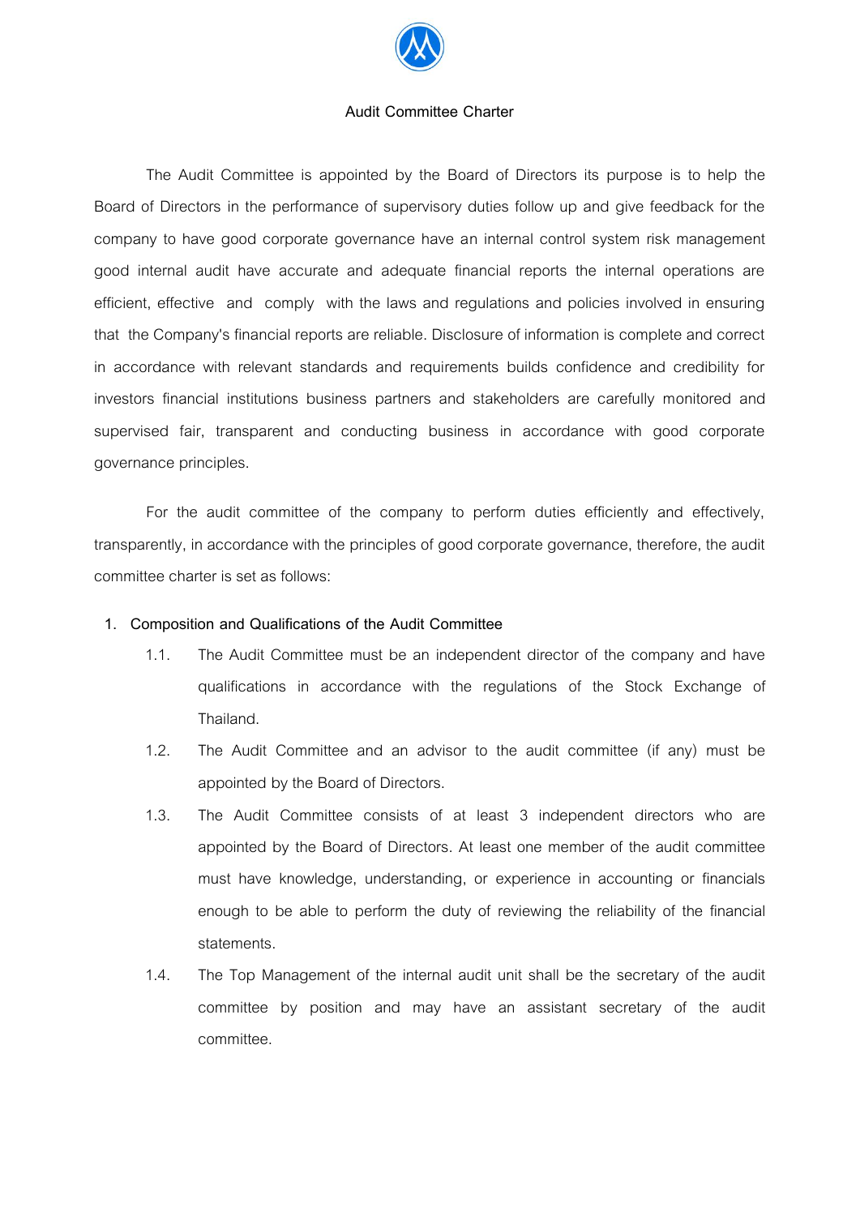# Audit Committee Charter

The Audit Committee is appointed by the Board of Directors its purpose is to help the Board of Directors in the performance of supervisory duties follow up and give feedback for the company to have good corporate governance have an internal control system risk management good internal audit have accurate and adequate financial reports the internal operations are efficient, effective and comply with the laws and regulations and policies involved in ensuring that the Company's financial reports are reliable. Disclosure of information is complete and correct in accordance with relevant standards and requirements builds confidence and credibility for investors financial institutions business partners and stakeholders are carefully monitored and supervised fair, transparent and conducting business in accordance with good corporate governance principles.

For the audit committee of the company to perform duties efficiently and effectively, transparently, in accordance with the principles of good corporate governance, therefore, the audit committee charter is set as follows:

## 1. Composition and Qualifications of the Audit Committee

1.1. The Audit Committee must be an independent director of the company and have qualifications in accordance with the regulations of the Stock Exchange of Thailand.

1.2. The Audit Committee and an advisor to the audit committee (if any) must be appointed by the Board of Directors.

1.3. The Audit Committee consists of at least 3 independent directors who are appointed by the Board of Directors. At least one member of the audit committee must have knowledge, understanding, or experience in accounting or financials enough to be able to perform the duty of reviewing the reliability of the financial statements.

1.4. The Top Management of the internal audit unit shall be the secretary of the audit committee by position and may have an assistant secretary of the audit committee.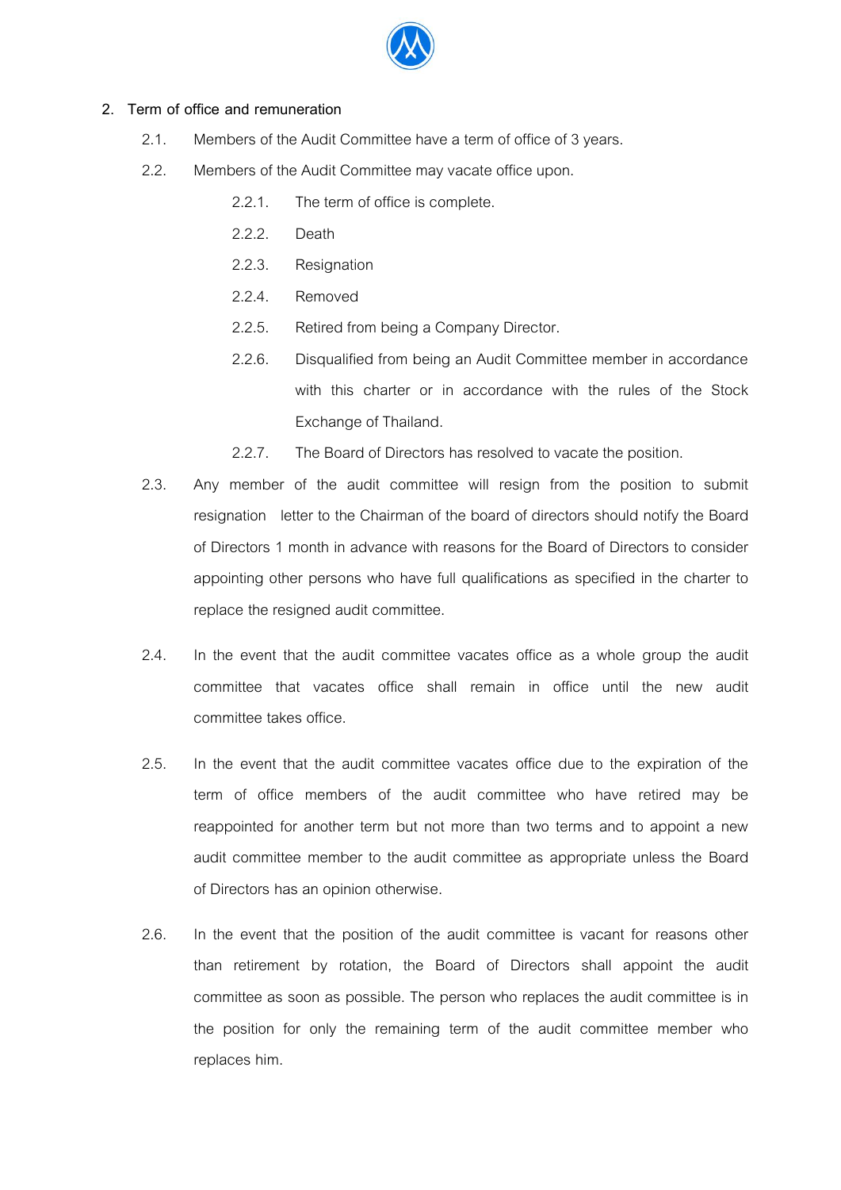## 2. Term of office and remuneration

2.1. Members of the Audit Committee have a term of office of 3 years.

2.2. Members of the Audit Committee may vacate office upon.

  2.2.1. The term of office is complete.

  2.2.2. Death

  2.2.3. Resignation

  2.2.4. Removed

  2.2.5. Retired from being a Company Director.

  2.2.6. Disqualified from being an Audit Committee member in accordance with this charter or in accordance with the rules of the Stock Exchange of Thailand.

  2.2.7. The Board of Directors has resolved to vacate the position.

2.3. Any member of the audit committee will resign from the position to submit resignation letter to the Chairman of the board of directors should notify the Board of Directors 1 month in advance with reasons for the Board of Directors to consider appointing other persons who have full qualifications as specified in the charter to replace the resigned audit committee.

2.4. In the event that the audit committee vacates office as a whole group the audit committee that vacates office shall remain in office until the new audit committee takes office.

2.5. In the event that the audit committee vacates office due to the expiration of the term of office members of the audit committee who have retired may be reappointed for another term but not more than two terms and to appoint a new audit committee member to the audit committee as appropriate unless the Board of Directors has an opinion otherwise.

2.6. In the event that the position of the audit committee is vacant for reasons other than retirement by rotation, the Board of Directors shall appoint the audit committee as soon as possible. The person who replaces the audit committee is in the position for only the remaining term of the audit committee member who replaces him.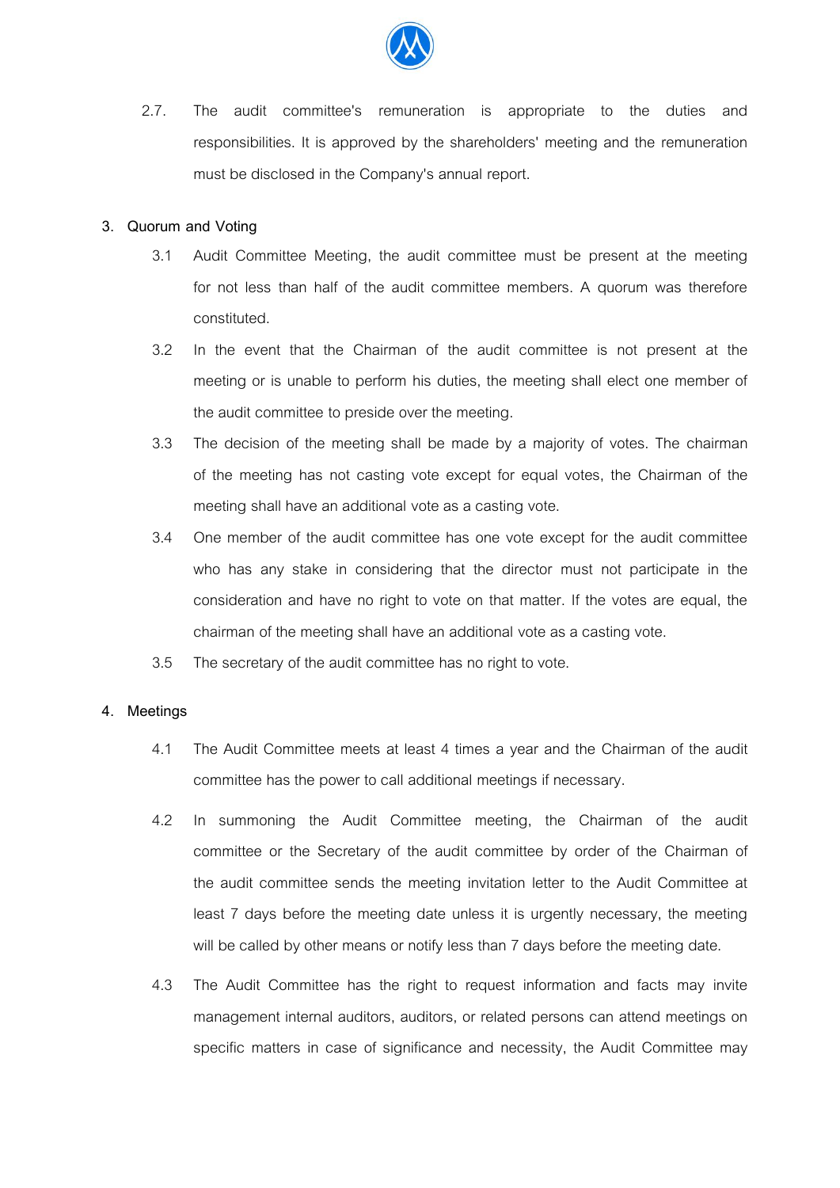2.7. The audit committee's remuneration is appropriate to the duties and responsibilities. It is approved by the shareholders' meeting and the remuneration must be disclosed in the Company's annual report.

## 3. Quorum and Voting

3.1 Audit Committee Meeting, the audit committee must be present at the meeting for not less than half of the audit committee members. A quorum was therefore constituted.

3.2 In the event that the Chairman of the audit committee is not present at the meeting or is unable to perform his duties, the meeting shall elect one member of the audit committee to preside over the meeting.

3.3 The decision of the meeting shall be made by a majority of votes. The chairman of the meeting has not casting vote except for equal votes, the Chairman of the meeting shall have an additional vote as a casting vote.

3.4 One member of the audit committee has one vote except for the audit committee who has any stake in considering that the director must not participate in the consideration and have no right to vote on that matter. If the votes are equal, the chairman of the meeting shall have an additional vote as a casting vote.

3.5 The secretary of the audit committee has no right to vote.

## 4. Meetings

4.1 The Audit Committee meets at least 4 times a year and the Chairman of the audit committee has the power to call additional meetings if necessary.

4.2 In summoning the Audit Committee meeting, the Chairman of the audit committee or the Secretary of the audit committee by order of the Chairman of the audit committee sends the meeting invitation letter to the Audit Committee at least 7 days before the meeting date unless it is urgently necessary, the meeting will be called by other means or notify less than 7 days before the meeting date.

4.3 The Audit Committee has the right to request information and facts may invite management internal auditors, auditors, or related persons can attend meetings on specific matters in case of significance and necessity, the Audit Committee may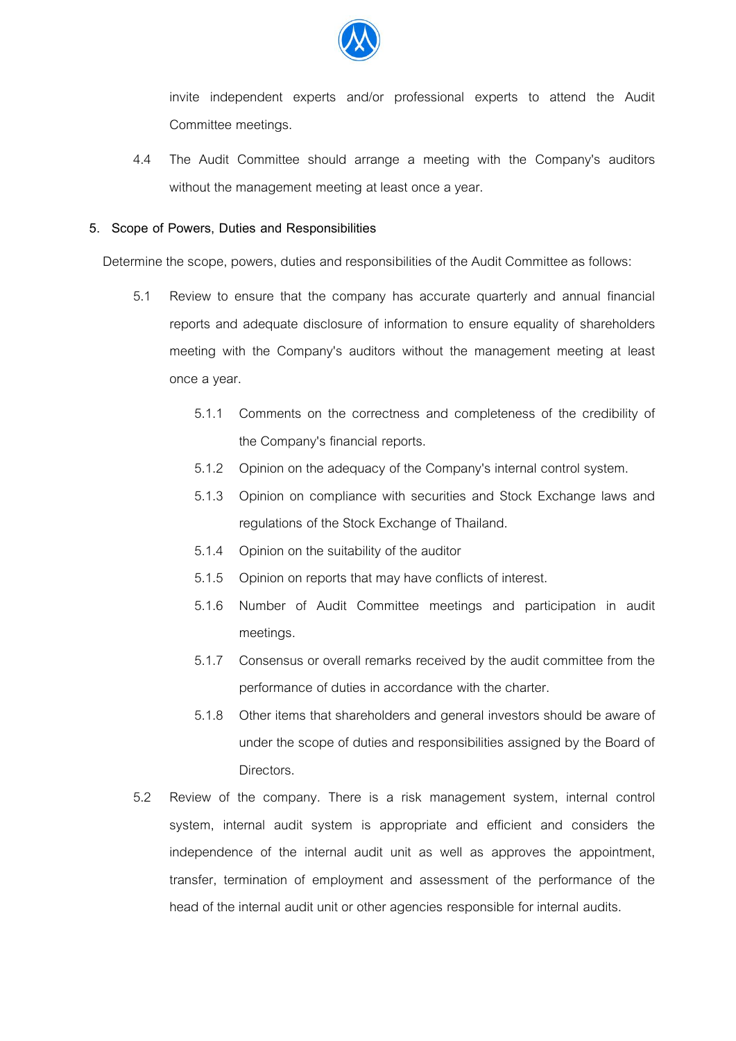invite independent experts and/or professional experts to attend the Audit Committee meetings.

4.4 The Audit Committee should arrange a meeting with the Company's auditors without the management meeting at least once a year.

## 5. Scope of Powers, Duties and Responsibilities

Determine the scope, powers, duties and responsibilities of the Audit Committee as follows:

5.1 Review to ensure that the company has accurate quarterly and annual financial reports and adequate disclosure of information to ensure equality of shareholders meeting with the Company's auditors without the management meeting at least once a year.

- 5.1.1 Comments on the correctness and completeness of the credibility of the Company's financial reports.
- 5.1.2 Opinion on the adequacy of the Company's internal control system.
- 5.1.3 Opinion on compliance with securities and Stock Exchange laws and regulations of the Stock Exchange of Thailand.
- 5.1.4 Opinion on the suitability of the auditor
- 5.1.5 Opinion on reports that may have conflicts of interest.
- 5.1.6 Number of Audit Committee meetings and participation in audit meetings.
- 5.1.7 Consensus or overall remarks received by the audit committee from the performance of duties in accordance with the charter.
- 5.1.8 Other items that shareholders and general investors should be aware of under the scope of duties and responsibilities assigned by the Board of Directors.

5.2 Review of the company. There is a risk management system, internal control system, internal audit system is appropriate and efficient and considers the independence of the internal audit unit as well as approves the appointment, transfer, termination of employment and assessment of the performance of the head of the internal audit unit or other agencies responsible for internal audits.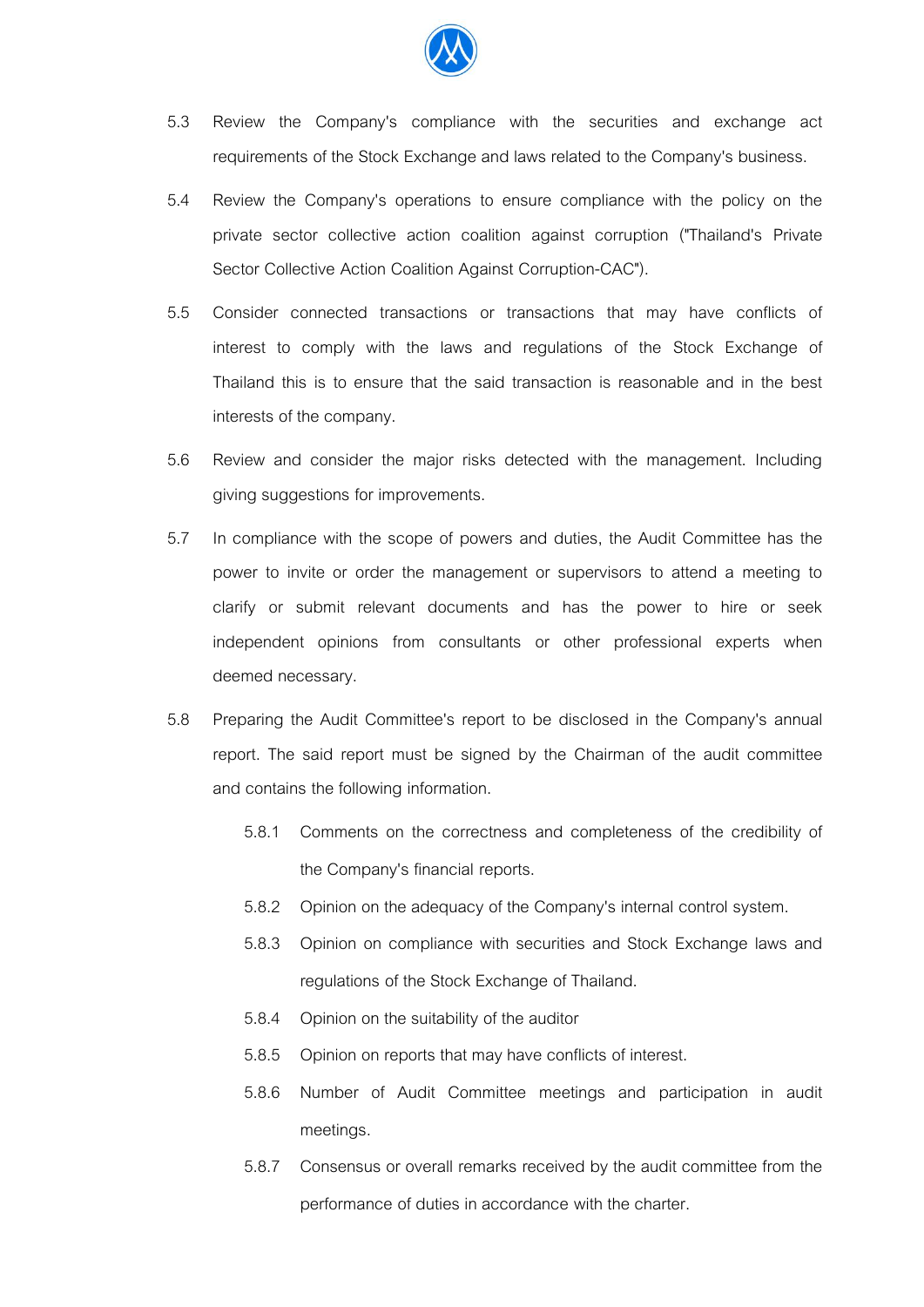5.3 Review the Company's compliance with the securities and exchange act requirements of the Stock Exchange and laws related to the Company's business.

5.4 Review the Company's operations to ensure compliance with the policy on the private sector collective action coalition against corruption ("Thailand's Private Sector Collective Action Coalition Against Corruption-CAC").

5.5 Consider connected transactions or transactions that may have conflicts of interest to comply with the laws and regulations of the Stock Exchange of Thailand this is to ensure that the said transaction is reasonable and in the best interests of the company.

5.6 Review and consider the major risks detected with the management. Including giving suggestions for improvements.

5.7 In compliance with the scope of powers and duties, the Audit Committee has the power to invite or order the management or supervisors to attend a meeting to clarify or submit relevant documents and has the power to hire or seek independent opinions from consultants or other professional experts when deemed necessary.

5.8 Preparing the Audit Committee's report to be disclosed in the Company's annual report. The said report must be signed by the Chairman of the audit committee and contains the following information.

  5.8.1 Comments on the correctness and completeness of the credibility of the Company's financial reports.

  5.8.2 Opinion on the adequacy of the Company's internal control system.

  5.8.3 Opinion on compliance with securities and Stock Exchange laws and regulations of the Stock Exchange of Thailand.

  5.8.4 Opinion on the suitability of the auditor

  5.8.5 Opinion on reports that may have conflicts of interest.

  5.8.6 Number of Audit Committee meetings and participation in audit meetings.

  5.8.7 Consensus or overall remarks received by the audit committee from the performance of duties in accordance with the charter.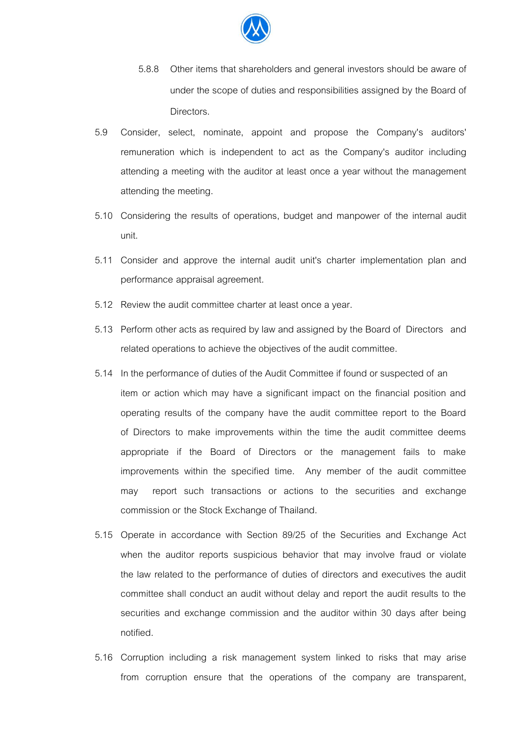5.8.8 Other items that shareholders and general investors should be aware of under the scope of duties and responsibilities assigned by the Board of Directors.

5.9 Consider, select, nominate, appoint and propose the Company's auditors' remuneration which is independent to act as the Company's auditor including attending a meeting with the auditor at least once a year without the management attending the meeting.

5.10 Considering the results of operations, budget and manpower of the internal audit unit.

5.11 Consider and approve the internal audit unit's charter implementation plan and performance appraisal agreement.

5.12 Review the audit committee charter at least once a year.

5.13 Perform other acts as required by law and assigned by the Board of Directors and related operations to achieve the objectives of the audit committee.

5.14 In the performance of duties of the Audit Committee if found or suspected of an item or action which may have a significant impact on the financial position and operating results of the company have the audit committee report to the Board of Directors to make improvements within the time the audit committee deems appropriate if the Board of Directors or the management fails to make improvements within the specified time. Any member of the audit committee may report such transactions or actions to the securities and exchange commission or the Stock Exchange of Thailand.

5.15 Operate in accordance with Section 89/25 of the Securities and Exchange Act when the auditor reports suspicious behavior that may involve fraud or violate the law related to the performance of duties of directors and executives the audit committee shall conduct an audit without delay and report the audit results to the securities and exchange commission and the auditor within 30 days after being notified.

5.16 Corruption including a risk management system linked to risks that may arise from corruption ensure that the operations of the company are transparent,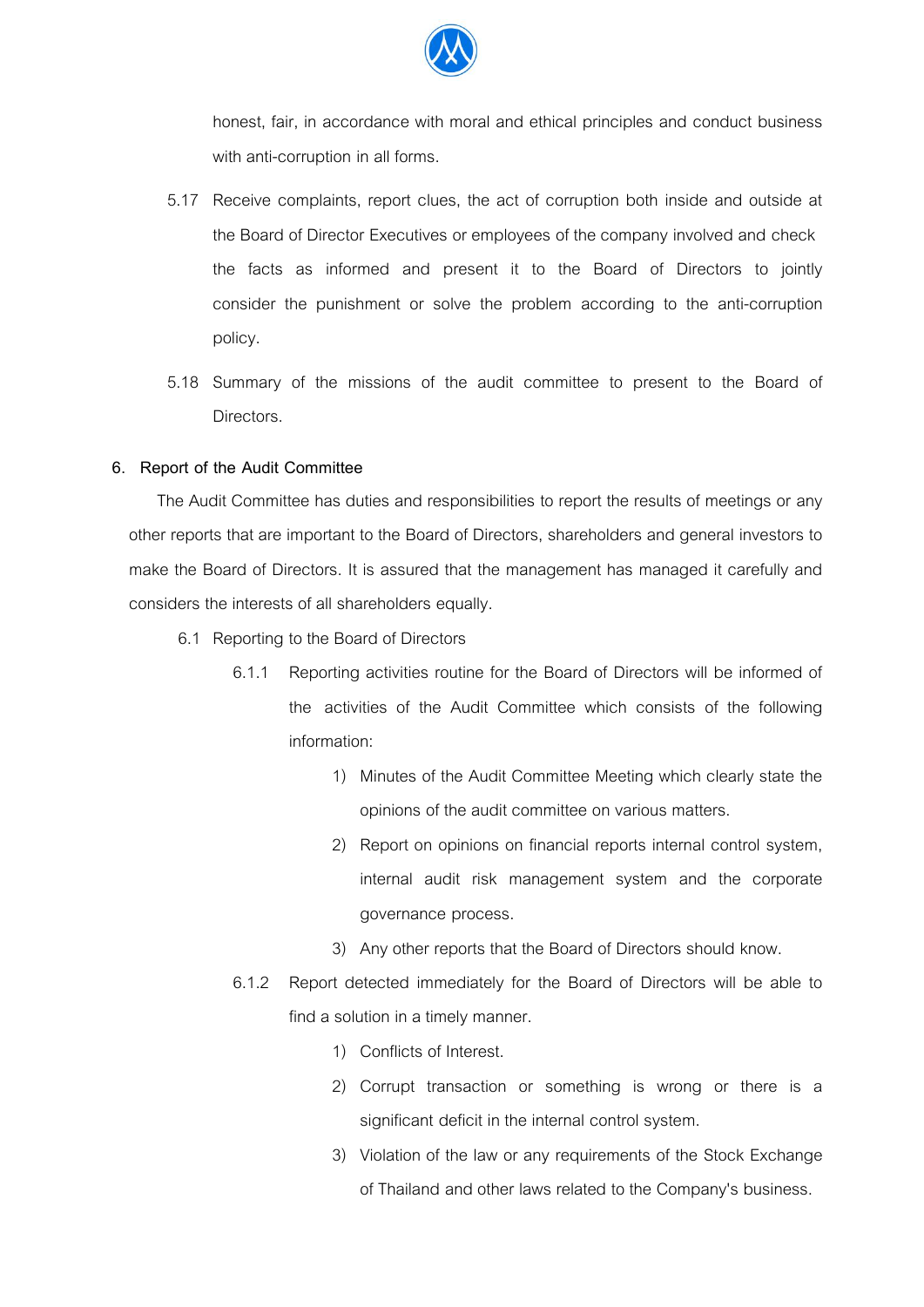honest, fair, in accordance with moral and ethical principles and conduct business with anti-corruption in all forms.

5.17 Receive complaints, report clues, the act of corruption both inside and outside at the Board of Director Executives or employees of the company involved and check the facts as informed and present it to the Board of Directors to jointly consider the punishment or solve the problem according to the anti-corruption policy.

5.18 Summary of the missions of the audit committee to present to the Board of Directors.

**6. Report of the Audit Committee**

The Audit Committee has duties and responsibilities to report the results of meetings or any other reports that are important to the Board of Directors, shareholders and general investors to make the Board of Directors. It is assured that the management has managed it carefully and considers the interests of all shareholders equally.

6.1 Reporting to the Board of Directors

6.1.1 Reporting activities routine for the Board of Directors will be informed of the activities of the Audit Committee which consists of the following information:

1) Minutes of the Audit Committee Meeting which clearly state the opinions of the audit committee on various matters.
2) Report on opinions on financial reports internal control system, internal audit risk management system and the corporate governance process.
3) Any other reports that the Board of Directors should know.

6.1.2 Report detected immediately for the Board of Directors will be able to find a solution in a timely manner.

1) Conflicts of Interest.
2) Corrupt transaction or something is wrong or there is a significant deficit in the internal control system.
3) Violation of the law or any requirements of the Stock Exchange of Thailand and other laws related to the Company's business.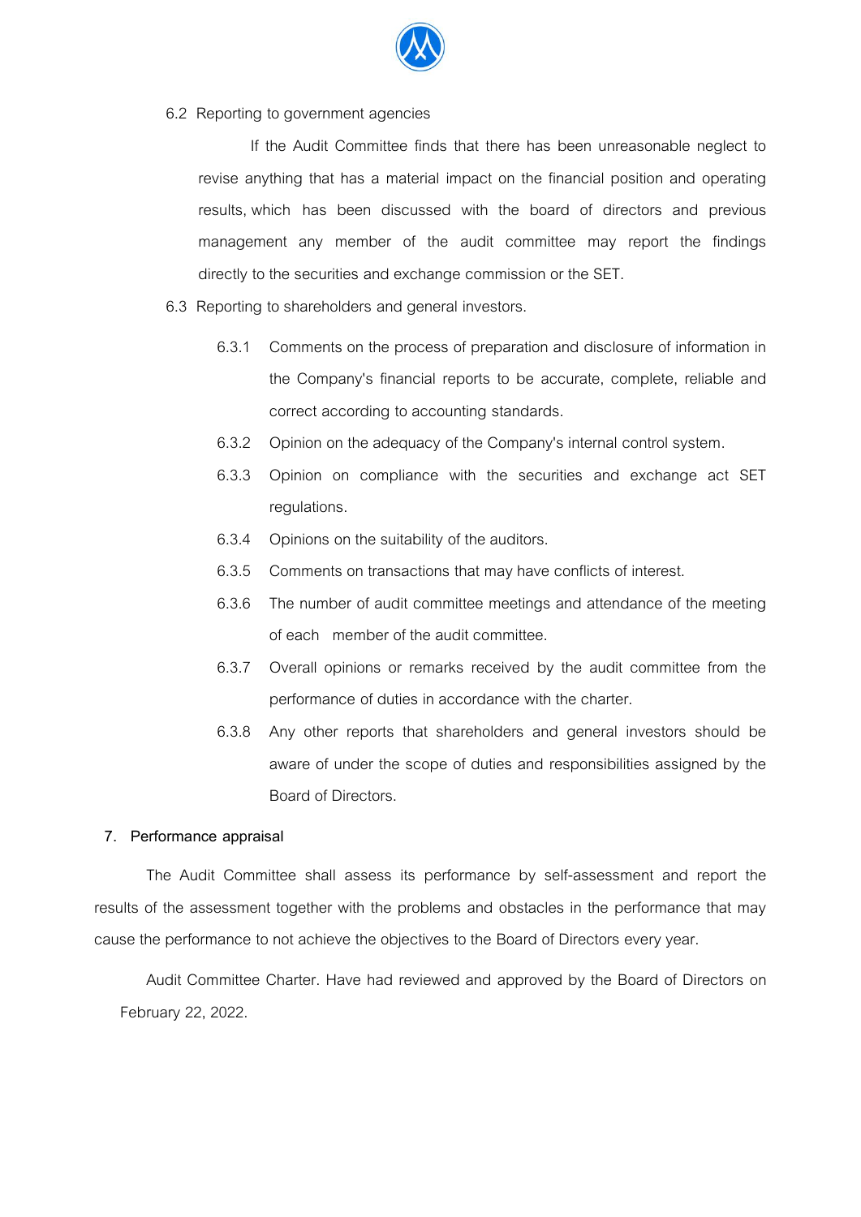6.2 Reporting to government agencies

If the Audit Committee finds that there has been unreasonable neglect to revise anything that has a material impact on the financial position and operating results, which has been discussed with the board of directors and previous management any member of the audit committee may report the findings directly to the securities and exchange commission or the SET.

6.3 Reporting to shareholders and general investors.

6.3.1 Comments on the process of preparation and disclosure of information in the Company's financial reports to be accurate, complete, reliable and correct according to accounting standards.

6.3.2 Opinion on the adequacy of the Company's internal control system.

6.3.3 Opinion on compliance with the securities and exchange act SET regulations.

6.3.4 Opinions on the suitability of the auditors.

6.3.5 Comments on transactions that may have conflicts of interest.

6.3.6 The number of audit committee meetings and attendance of the meeting of each member of the audit committee.

6.3.7 Overall opinions or remarks received by the audit committee from the performance of duties in accordance with the charter.

6.3.8 Any other reports that shareholders and general investors should be aware of under the scope of duties and responsibilities assigned by the Board of Directors.

## 7. Performance appraisal

The Audit Committee shall assess its performance by self-assessment and report the results of the assessment together with the problems and obstacles in the performance that may cause the performance to not achieve the objectives to the Board of Directors every year.

Audit Committee Charter. Have had reviewed and approved by the Board of Directors on February 22, 2022.